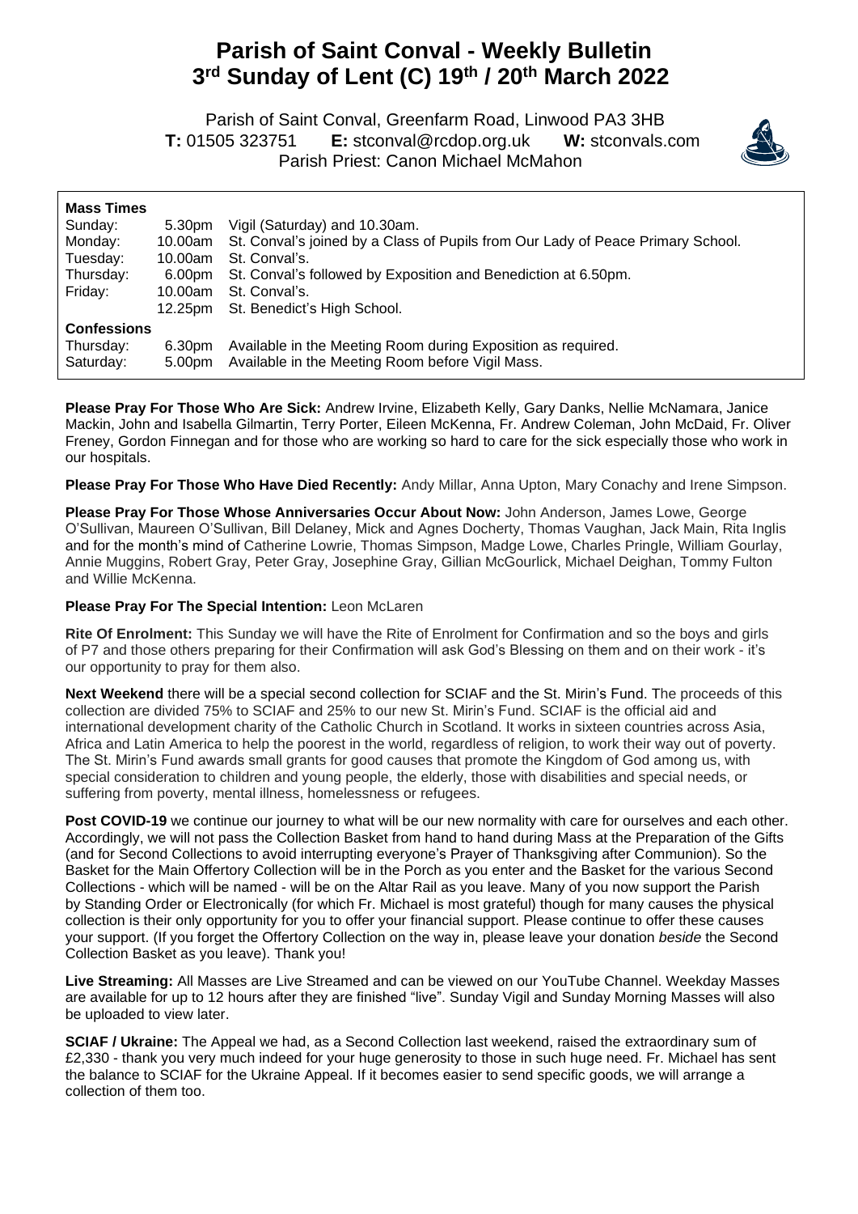# Parish of Saint Conval - Weekly Bulletin
# 3rd Sunday of Lent (C) 19th / 20th March 2022

Parish of Saint Conval, Greenfarm Road, Linwood PA3 3HB
**T:** 01505 323751 **E:** stconval@rcdop.org.uk **W:** stconvals.com
Parish Priest: Canon Michael McMahon

**Mass Times**

| | | |
|---|---|---|
| Sunday: | 5.30pm | Vigil (Saturday) and 10.30am. |
| Monday: | 10.00am | St. Conval's joined by a Class of Pupils from Our Lady of Peace Primary School. |
| Tuesday: | 10.00am | St. Conval's. |
| Thursday: | 6.00pm | St. Conval's followed by Exposition and Benediction at 6.50pm. |
| Friday: | 10.00am | St. Conval's. |
| | 12.25pm | St. Benedict's High School. |

**Confessions**

| | | |
|---|---|---|
| Thursday: | 6.30pm | Available in the Meeting Room during Exposition as required. |
| Saturday: | 5.00pm | Available in the Meeting Room before Vigil Mass. |

**Please Pray For Those Who Are Sick:** Andrew Irvine, Elizabeth Kelly, Gary Danks, Nellie McNamara, Janice Mackin, John and Isabella Gilmartin, Terry Porter, Eileen McKenna, Fr. Andrew Coleman, John McDaid, Fr. Oliver Freney, Gordon Finnegan and for those who are working so hard to care for the sick especially those who work in our hospitals.

**Please Pray For Those Who Have Died Recently:** Andy Millar, Anna Upton, Mary Conachy and Irene Simpson.

**Please Pray For Those Whose Anniversaries Occur About Now:** John Anderson, James Lowe, George O'Sullivan, Maureen O'Sullivan, Bill Delaney, Mick and Agnes Docherty, Thomas Vaughan, Jack Main, Rita Inglis and for the month's mind of Catherine Lowrie, Thomas Simpson, Madge Lowe, Charles Pringle, William Gourlay, Annie Muggins, Robert Gray, Peter Gray, Josephine Gray, Gillian McGourlick, Michael Deighan, Tommy Fulton and Willie McKenna.

**Please Pray For The Special Intention:** Leon McLaren

**Rite Of Enrolment:** This Sunday we will have the Rite of Enrolment for Confirmation and so the boys and girls of P7 and those others preparing for their Confirmation will ask God's Blessing on them and on their work - it's our opportunity to pray for them also.

**Next Weekend** there will be a special second collection for SCIAF and the St. Mirin's Fund. The proceeds of this collection are divided 75% to SCIAF and 25% to our new St. Mirin's Fund. SCIAF is the official aid and international development charity of the Catholic Church in Scotland. It works in sixteen countries across Asia, Africa and Latin America to help the poorest in the world, regardless of religion, to work their way out of poverty. The St. Mirin's Fund awards small grants for good causes that promote the Kingdom of God among us, with special consideration to children and young people, the elderly, those with disabilities and special needs, or suffering from poverty, mental illness, homelessness or refugees.

**Post COVID-19** we continue our journey to what will be our new normality with care for ourselves and each other. Accordingly, we will not pass the Collection Basket from hand to hand during Mass at the Preparation of the Gifts (and for Second Collections to avoid interrupting everyone's Prayer of Thanksgiving after Communion). So the Basket for the Main Offertory Collection will be in the Porch as you enter and the Basket for the various Second Collections - which will be named - will be on the Altar Rail as you leave. Many of you now support the Parish by Standing Order or Electronically (for which Fr. Michael is most grateful) though for many causes the physical collection is their only opportunity for you to offer your financial support. Please continue to offer these causes your support. (If you forget the Offertory Collection on the way in, please leave your donation *beside* the Second Collection Basket as you leave). Thank you!

**Live Streaming:** All Masses are Live Streamed and can be viewed on our YouTube Channel. Weekday Masses are available for up to 12 hours after they are finished "live". Sunday Vigil and Sunday Morning Masses will also be uploaded to view later.

**SCIAF / Ukraine:** The Appeal we had, as a Second Collection last weekend, raised the extraordinary sum of £2,330 - thank you very much indeed for your huge generosity to those in such huge need. Fr. Michael has sent the balance to SCIAF for the Ukraine Appeal. If it becomes easier to send specific goods, we will arrange a collection of them too.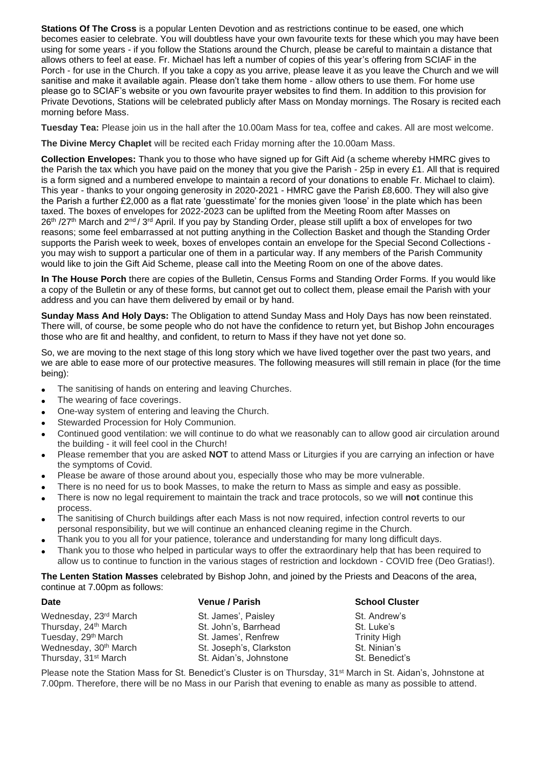**Stations Of The Cross** is a popular Lenten Devotion and as restrictions continue to be eased, one which becomes easier to celebrate. You will doubtless have your own favourite texts for these which you may have been using for some years - if you follow the Stations around the Church, please be careful to maintain a distance that allows others to feel at ease. Fr. Michael has left a number of copies of this year's offering from SCIAF in the Porch - for use in the Church. If you take a copy as you arrive, please leave it as you leave the Church and we will sanitise and make it available again. Please don't take them home - allow others to use them. For home use please go to SCIAF's website or you own favourite prayer websites to find them. In addition to this provision for Private Devotions, Stations will be celebrated publicly after Mass on Monday mornings. The Rosary is recited each morning before Mass.

**Tuesday Tea:** Please join us in the hall after the 10.00am Mass for tea, coffee and cakes. All are most welcome.

**The Divine Mercy Chaplet** will be recited each Friday morning after the 10.00am Mass.

**Collection Envelopes:** Thank you to those who have signed up for Gift Aid (a scheme whereby HMRC gives to the Parish the tax which you have paid on the money that you give the Parish - 25p in every £1. All that is required is a form signed and a numbered envelope to maintain a record of your donations to enable Fr. Michael to claim). This year - thanks to your ongoing generosity in 2020-2021 - HMRC gave the Parish £8,600. They will also give the Parish a further £2,000 as a flat rate 'guesstimate' for the monies given 'loose' in the plate which has been taxed. The boxes of envelopes for 2022-2023 can be uplifted from the Meeting Room after Masses on 26th /27th March and 2nd / 3rd April. If you pay by Standing Order, please still uplift a box of envelopes for two reasons; some feel embarrassed at not putting anything in the Collection Basket and though the Standing Order supports the Parish week to week, boxes of envelopes contain an envelope for the Special Second Collections - you may wish to support a particular one of them in a particular way. If any members of the Parish Community would like to join the Gift Aid Scheme, please call into the Meeting Room on one of the above dates.

**In The House Porch** there are copies of the Bulletin, Census Forms and Standing Order Forms. If you would like a copy of the Bulletin or any of these forms, but cannot get out to collect them, please email the Parish with your address and you can have them delivered by email or by hand.

**Sunday Mass And Holy Days:** The Obligation to attend Sunday Mass and Holy Days has now been reinstated. There will, of course, be some people who do not have the confidence to return yet, but Bishop John encourages those who are fit and healthy, and confident, to return to Mass if they have not yet done so.

So, we are moving to the next stage of this long story which we have lived together over the past two years, and we are able to ease more of our protective measures. The following measures will still remain in place (for the time being):

- The sanitising of hands on entering and leaving Churches.
- The wearing of face coverings.
- One-way system of entering and leaving the Church.
- Stewarded Procession for Holy Communion.
- Continued good ventilation: we will continue to do what we reasonably can to allow good air circulation around the building - it will feel cool in the Church!
- Please remember that you are asked **NOT** to attend Mass or Liturgies if you are carrying an infection or have the symptoms of Covid.
- Please be aware of those around about you, especially those who may be more vulnerable.
- There is no need for us to book Masses, to make the return to Mass as simple and easy as possible.
- There is now no legal requirement to maintain the track and trace protocols, so we will **not** continue this process.
- The sanitising of Church buildings after each Mass is not now required, infection control reverts to our personal responsibility, but we will continue an enhanced cleaning regime in the Church.
- Thank you to you all for your patience, tolerance and understanding for many long difficult days.
- Thank you to those who helped in particular ways to offer the extraordinary help that has been required to allow us to continue to function in the various stages of restriction and lockdown - COVID free (Deo Gratias!).

**The Lenten Station Masses** celebrated by Bishop John, and joined by the Priests and Deacons of the area, continue at 7.00pm as follows:

| Date | Venue / Parish | School Cluster |
|---|---|---|
| Wednesday, 23rd March | St. James', Paisley | St. Andrew's |
| Thursday, 24th March | St. John's, Barrhead | St. Luke's |
| Tuesday, 29th March | St. James', Renfrew | Trinity High |
| Wednesday, 30th March | St. Joseph's, Clarkston | St. Ninian's |
| Thursday, 31st March | St. Aidan's, Johnstone | St. Benedict's |

Please note the Station Mass for St. Benedict's Cluster is on Thursday, 31st March in St. Aidan's, Johnstone at 7.00pm. Therefore, there will be no Mass in our Parish that evening to enable as many as possible to attend.